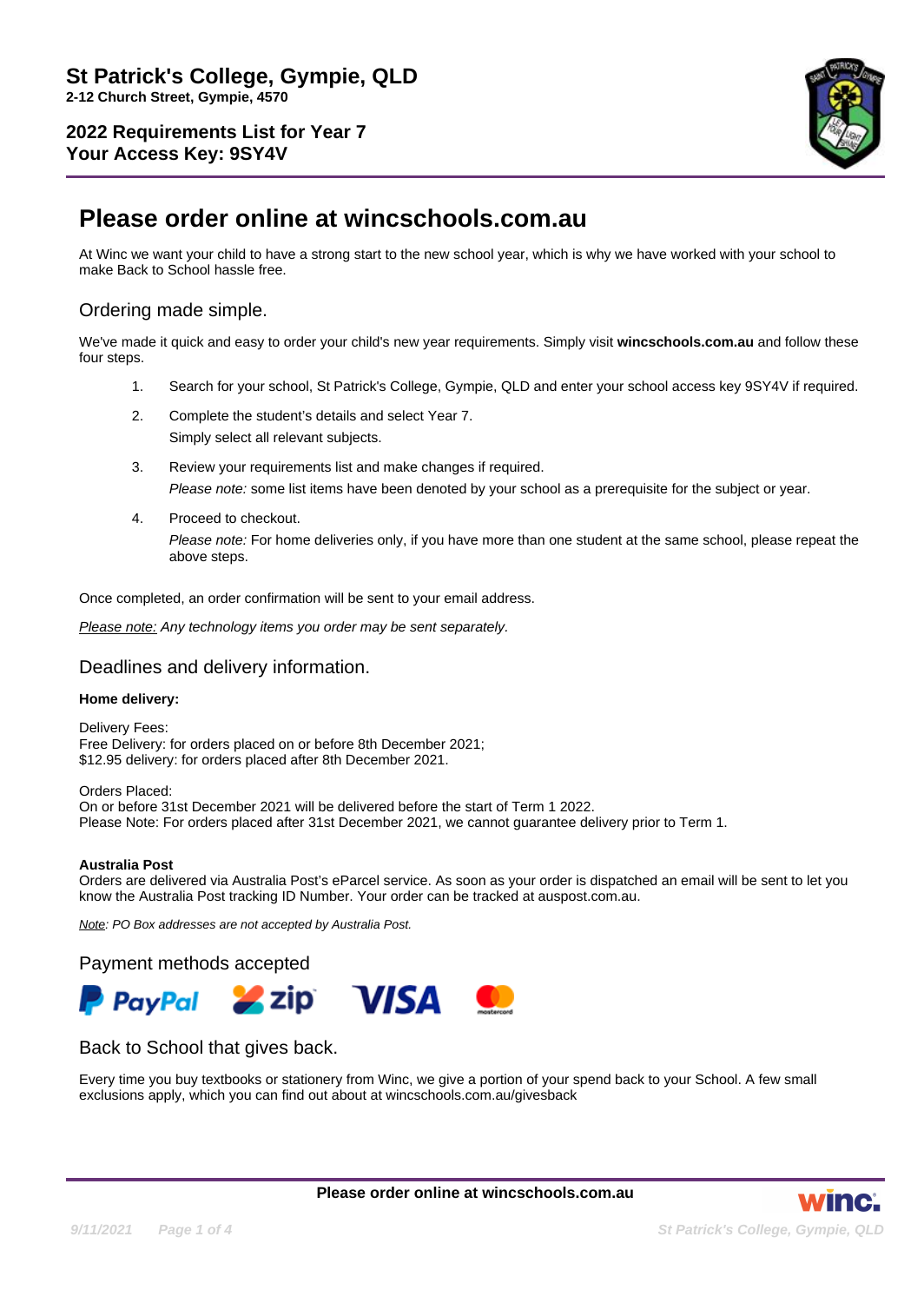# St Patrick's College, Gympie, QLD

**2-12 Church Street, Gympie, 4570**

**2022 Requirements List for Year 7**
**Your Access Key: 9SY4V**

# Please order online at wincschools.com.au

At Winc we want your child to have a strong start to the new school year, which is why we have worked with your school to make Back to School hassle free.

## Ordering made simple.

We've made it quick and easy to order your child's new year requirements. Simply visit **wincschools.com.au** and follow these four steps.

1. Search for your school, St Patrick's College, Gympie, QLD and enter your school access key 9SY4V if required.
2. Complete the student's details and select Year 7.
   Simply select all relevant subjects.
3. Review your requirements list and make changes if required.
   *Please note:* some list items have been denoted by your school as a prerequisite for the subject or year.
4. Proceed to checkout.
   *Please note:* For home deliveries only, if you have more than one student at the same school, please repeat the above steps.

Once completed, an order confirmation will be sent to your email address.

*Please note: Any technology items you order may be sent separately.*

## Deadlines and delivery information.

**Home delivery:**

Delivery Fees:
Free Delivery: for orders placed on or before 8th December 2021;
$12.95 delivery: for orders placed after 8th December 2021.

Orders Placed:
On or before 31st December 2021 will be delivered before the start of Term 1 2022.
Please Note: For orders placed after 31st December 2021, we cannot guarantee delivery prior to Term 1.

**Australia Post**
Orders are delivered via Australia Post's eParcel service. As soon as your order is dispatched an email will be sent to let you know the Australia Post tracking ID Number. Your order can be tracked at auspost.com.au.

*Note: PO Box addresses are not accepted by Australia Post.*

## Payment methods accepted

PayPal, zip, VISA, mastercard

## Back to School that gives back.

Every time you buy textbooks or stationery from Winc, we give a portion of your spend back to your School. A few small exclusions apply, which you can find out about at wincschools.com.au/givesback

**Please order online at wincschools.com.au**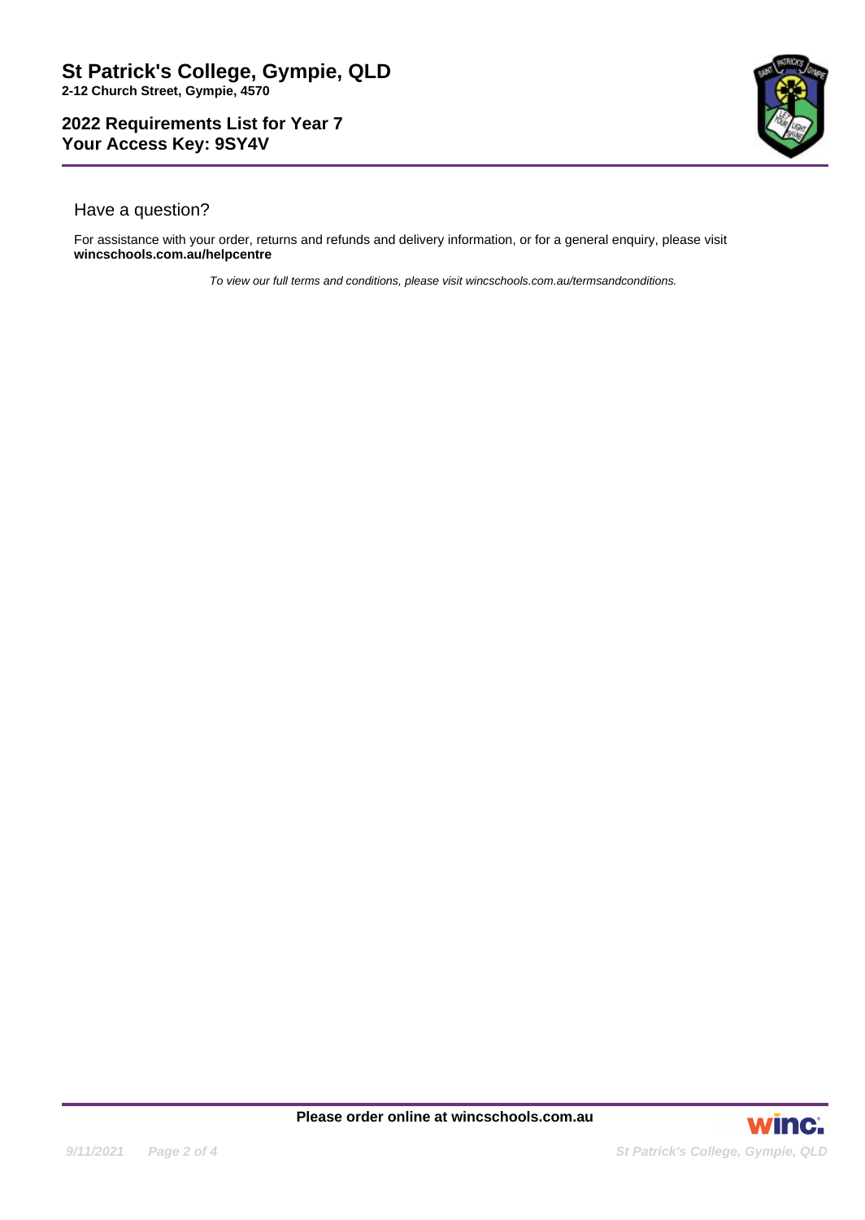# St Patrick's College, Gympie, QLD

**2-12 Church Street, Gympie, 4570**

## 2022 Requirements List for Year 7
## Your Access Key: 9SY4V

### Have a question?

For assistance with your order, returns and refunds and delivery information, or for a general enquiry, please visit **wincschools.com.au/helpcentre**

*To view our full terms and conditions, please visit wincschools.com.au/termsandconditions.*

**Please order online at wincschools.com.au**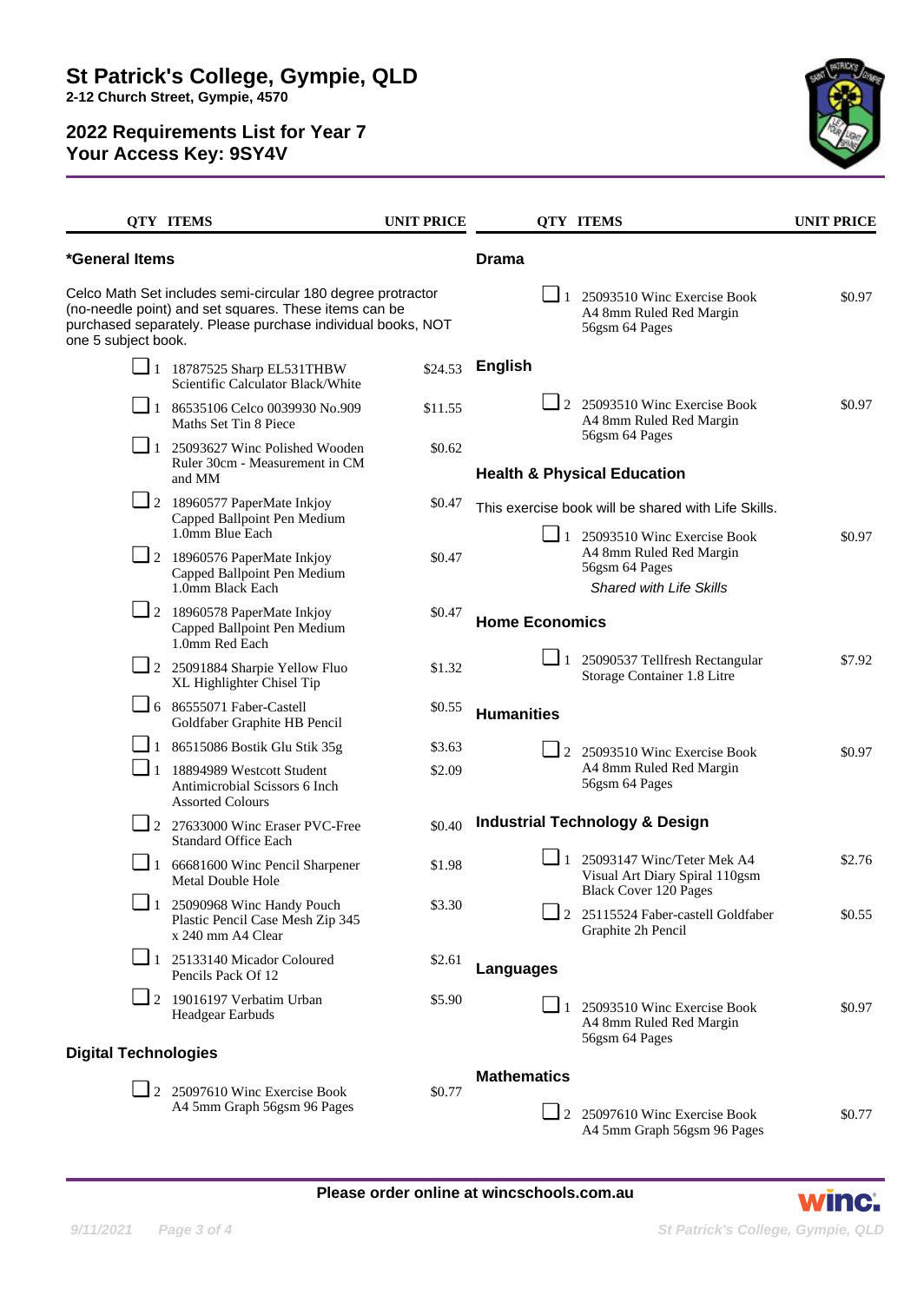# St Patrick's College, Gympie, QLD

**2-12 Church Street, Gympie, 4570**

## 2022 Requirements List for Year 7
## Your Access Key: 9SY4V

### *General Items

Celco Math Set includes semi-circular 180 degree protractor (no-needle point) and set squares. These items can be purchased separately. Please purchase individual books, NOT one 5 subject book.

| | QTY | ITEMS | UNIT PRICE |
|---|---|---|---|
| ☐ | 1 | 18787525 Sharp EL531THBW Scientific Calculator Black/White | $24.53 |
| ☐ | 1 | 86535106 Celco 0039930 No.909 Maths Set Tin 8 Piece | $11.55 |
| ☐ | 1 | 25093627 Winc Polished Wooden Ruler 30cm - Measurement in CM and MM | $0.62 |
| ☐ | 2 | 18960577 PaperMate Inkjoy Capped Ballpoint Pen Medium 1.0mm Blue Each | $0.47 |
| ☐ | 2 | 18960576 PaperMate Inkjoy Capped Ballpoint Pen Medium 1.0mm Black Each | $0.47 |
| ☐ | 2 | 18960578 PaperMate Inkjoy Capped Ballpoint Pen Medium 1.0mm Red Each | $0.47 |
| ☐ | 2 | 25091884 Sharpie Yellow Fluo XL Highlighter Chisel Tip | $1.32 |
| ☐ | 6 | 86555071 Faber-Castell Goldfaber Graphite HB Pencil | $0.55 |
| ☐ | 1 | 86515086 Bostik Glu Stik 35g | $3.63 |
| ☐ | 1 | 18894989 Westcott Student Antimicrobial Scissors 6 Inch Assorted Colours | $2.09 |
| ☐ | 2 | 27633000 Winc Eraser PVC-Free Standard Office Each | $0.40 |
| ☐ | 1 | 66681600 Winc Pencil Sharpener Metal Double Hole | $1.98 |
| ☐ | 1 | 25090968 Winc Handy Pouch Plastic Pencil Case Mesh Zip 345 x 240 mm A4 Clear | $3.30 |
| ☐ | 1 | 25133140 Micador Coloured Pencils Pack Of 12 | $2.61 |
| ☐ | 2 | 19016197 Verbatim Urban Headgear Earbuds | $5.90 |

### Digital Technologies

| | QTY | ITEMS | UNIT PRICE |
|---|---|---|---|
| ☐ | 2 | 25097610 Winc Exercise Book A4 5mm Graph 56gsm 96 Pages | $0.77 |

### Drama

| | QTY | ITEMS | UNIT PRICE |
|---|---|---|---|
| ☐ | 1 | 25093510 Winc Exercise Book A4 8mm Ruled Red Margin 56gsm 64 Pages | $0.97 |

### English

| | QTY | ITEMS | UNIT PRICE |
|---|---|---|---|
| ☐ | 2 | 25093510 Winc Exercise Book A4 8mm Ruled Red Margin 56gsm 64 Pages | $0.97 |

### Health & Physical Education

This exercise book will be shared with Life Skills.

| | QTY | ITEMS | UNIT PRICE |
|---|---|---|---|
| ☐ | 1 | 25093510 Winc Exercise Book A4 8mm Ruled Red Margin 56gsm 64 Pages *Shared with Life Skills* | $0.97 |

### Home Economics

| | QTY | ITEMS | UNIT PRICE |
|---|---|---|---|
| ☐ | 1 | 25090537 Tellfresh Rectangular Storage Container 1.8 Litre | $7.92 |

### Humanities

| | QTY | ITEMS | UNIT PRICE |
|---|---|---|---|
| ☐ | 2 | 25093510 Winc Exercise Book A4 8mm Ruled Red Margin 56gsm 64 Pages | $0.97 |

### Industrial Technology & Design

| | QTY | ITEMS | UNIT PRICE |
|---|---|---|---|
| ☐ | 1 | 25093147 Winc/Teter Mek A4 Visual Art Diary Spiral 110gsm Black Cover 120 Pages | $2.76 |
| ☐ | 2 | 25115524 Faber-castell Goldfaber Graphite 2h Pencil | $0.55 |

### Languages

| | QTY | ITEMS | UNIT PRICE |
|---|---|---|---|
| ☐ | 1 | 25093510 Winc Exercise Book A4 8mm Ruled Red Margin 56gsm 64 Pages | $0.97 |

### Mathematics

| | QTY | ITEMS | UNIT PRICE |
|---|---|---|---|
| ☐ | 2 | 25097610 Winc Exercise Book A4 5mm Graph 56gsm 96 Pages | $0.77 |

**Please order online at wincschools.com.au**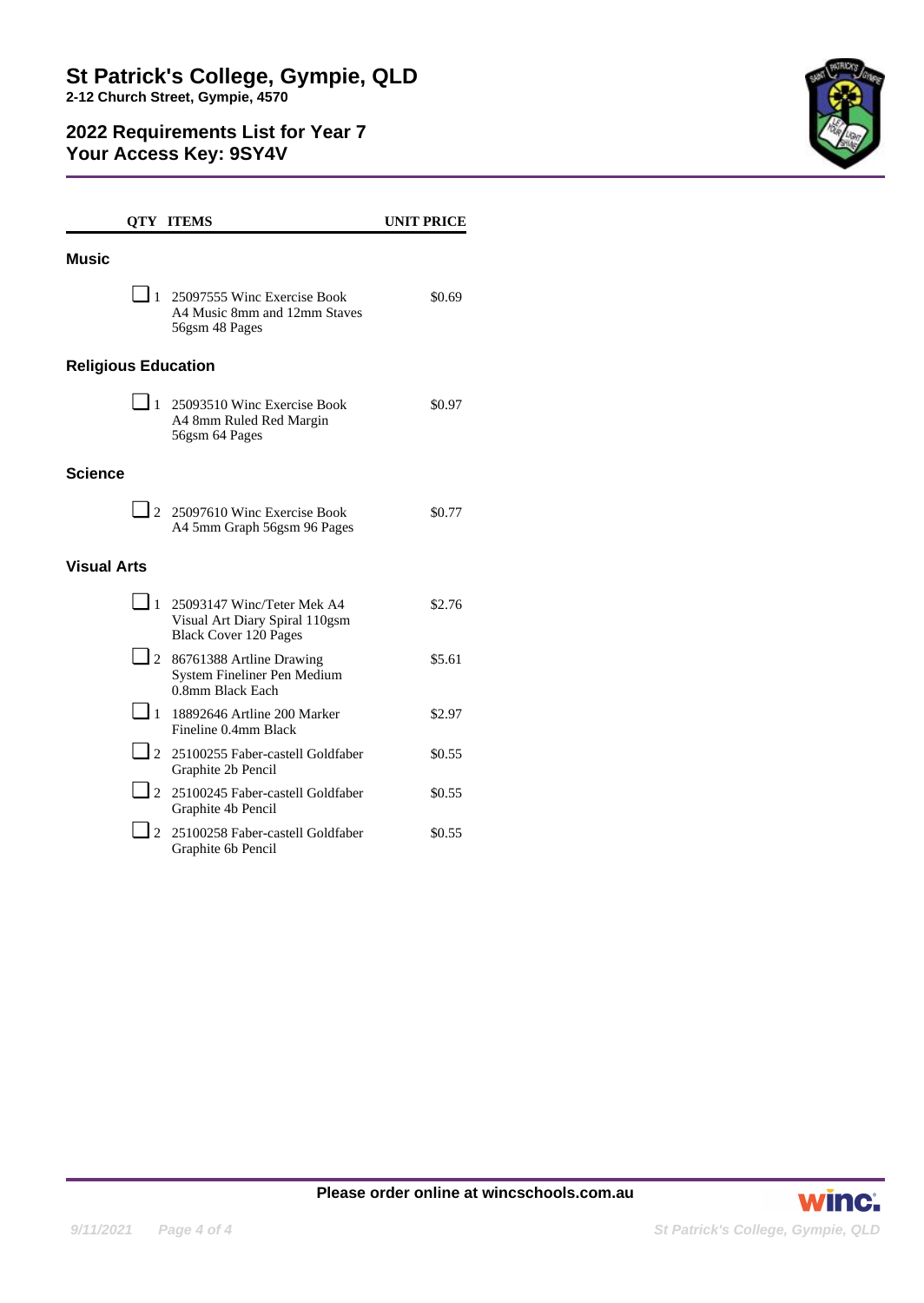# St Patrick's College, Gympie, QLD

**2-12 Church Street, Gympie, 4570**

## 2022 Requirements List for Year 7
## Your Access Key: 9SY4V

| QTY | ITEMS | UNIT PRICE |
|---|---|---|
| **Music** | | |
| 1 | 25097555 Winc Exercise Book A4 Music 8mm and 12mm Staves 56gsm 48 Pages | $0.69 |
| **Religious Education** | | |
| 1 | 25093510 Winc Exercise Book A4 8mm Ruled Red Margin 56gsm 64 Pages | $0.97 |
| **Science** | | |
| 2 | 25097610 Winc Exercise Book A4 5mm Graph 56gsm 96 Pages | $0.77 |
| **Visual Arts** | | |
| 1 | 25093147 Winc/Teter Mek A4 Visual Art Diary Spiral 110gsm Black Cover 120 Pages | $2.76 |
| 2 | 86761388 Artline Drawing System Fineliner Pen Medium 0.8mm Black Each | $5.61 |
| 1 | 18892646 Artline 200 Marker Fineline 0.4mm Black | $2.97 |
| 2 | 25100255 Faber-castell Goldfaber Graphite 2b Pencil | $0.55 |
| 2 | 25100245 Faber-castell Goldfaber Graphite 4b Pencil | $0.55 |
| 2 | 25100258 Faber-castell Goldfaber Graphite 6b Pencil | $0.55 |

**Please order online at wincschools.com.au**